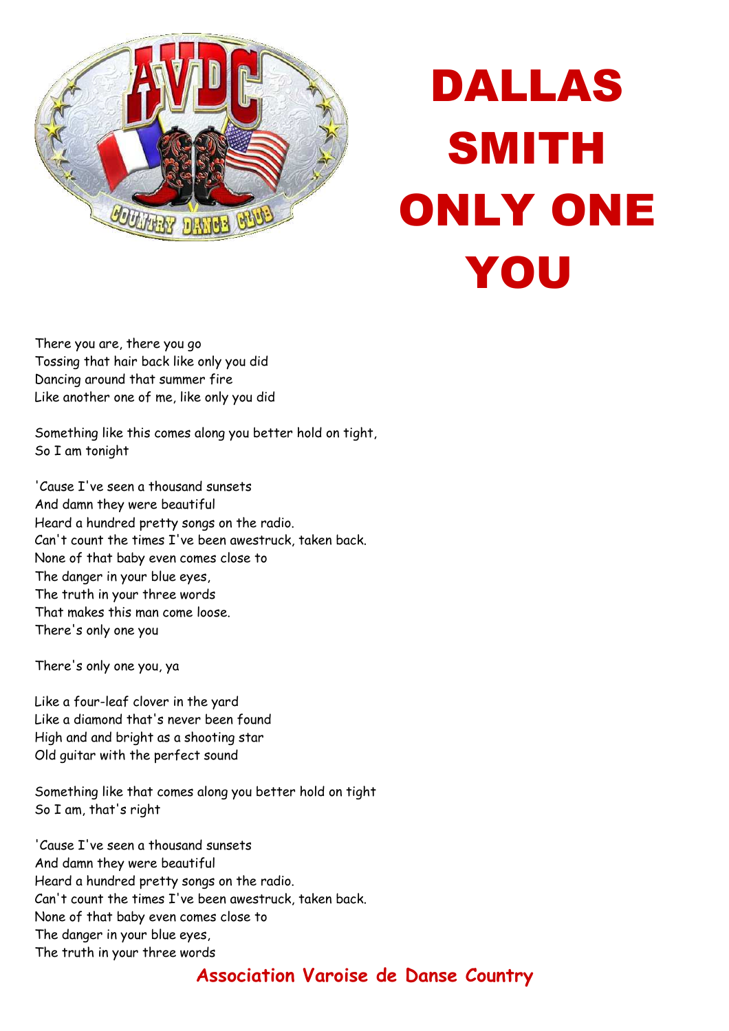# DALLAS SMITH ONLY ONE YOU

There you are, there you go
Tossing that hair back like only you did
Dancing around that summer fire
Like another one of me, like only you did

Something like this comes along you better hold on tight,
So I am tonight

'Cause I've seen a thousand sunsets
And damn they were beautiful
Heard a hundred pretty songs on the radio.
Can't count the times I've been awestruck, taken back.
None of that baby even comes close to
The danger in your blue eyes,
The truth in your three words
That makes this man come loose.
There's only one you

There's only one you, ya

Like a four-leaf clover in the yard
Like a diamond that's never been found
High and and bright as a shooting star
Old guitar with the perfect sound

Something like that comes along you better hold on tight
So I am, that's right

'Cause I've seen a thousand sunsets
And damn they were beautiful
Heard a hundred pretty songs on the radio.
Can't count the times I've been awestruck, taken back.
None of that baby even comes close to
The danger in your blue eyes,
The truth in your three words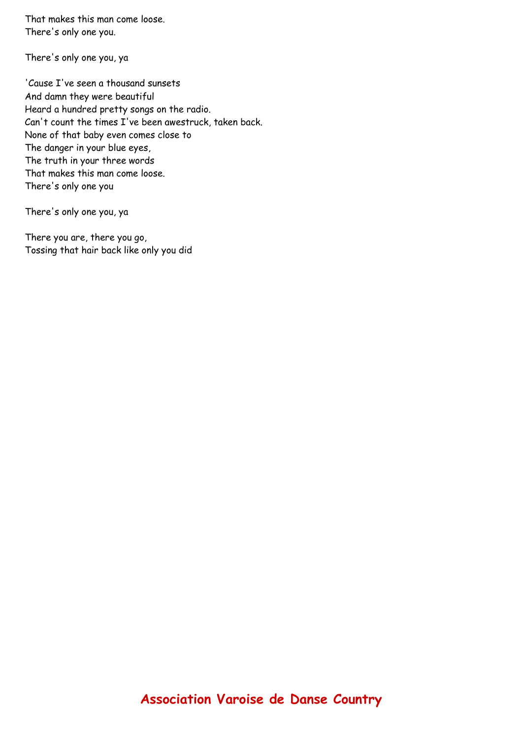That makes this man come loose.
There's only one you.

There's only one you, ya

'Cause I've seen a thousand sunsets
And damn they were beautiful
Heard a hundred pretty songs on the radio.
Can't count the times I've been awestruck, taken back.
None of that baby even comes close to
The danger in your blue eyes,
The truth in your three words
That makes this man come loose.
There's only one you

There's only one you, ya

There you are, there you go,
Tossing that hair back like only you did